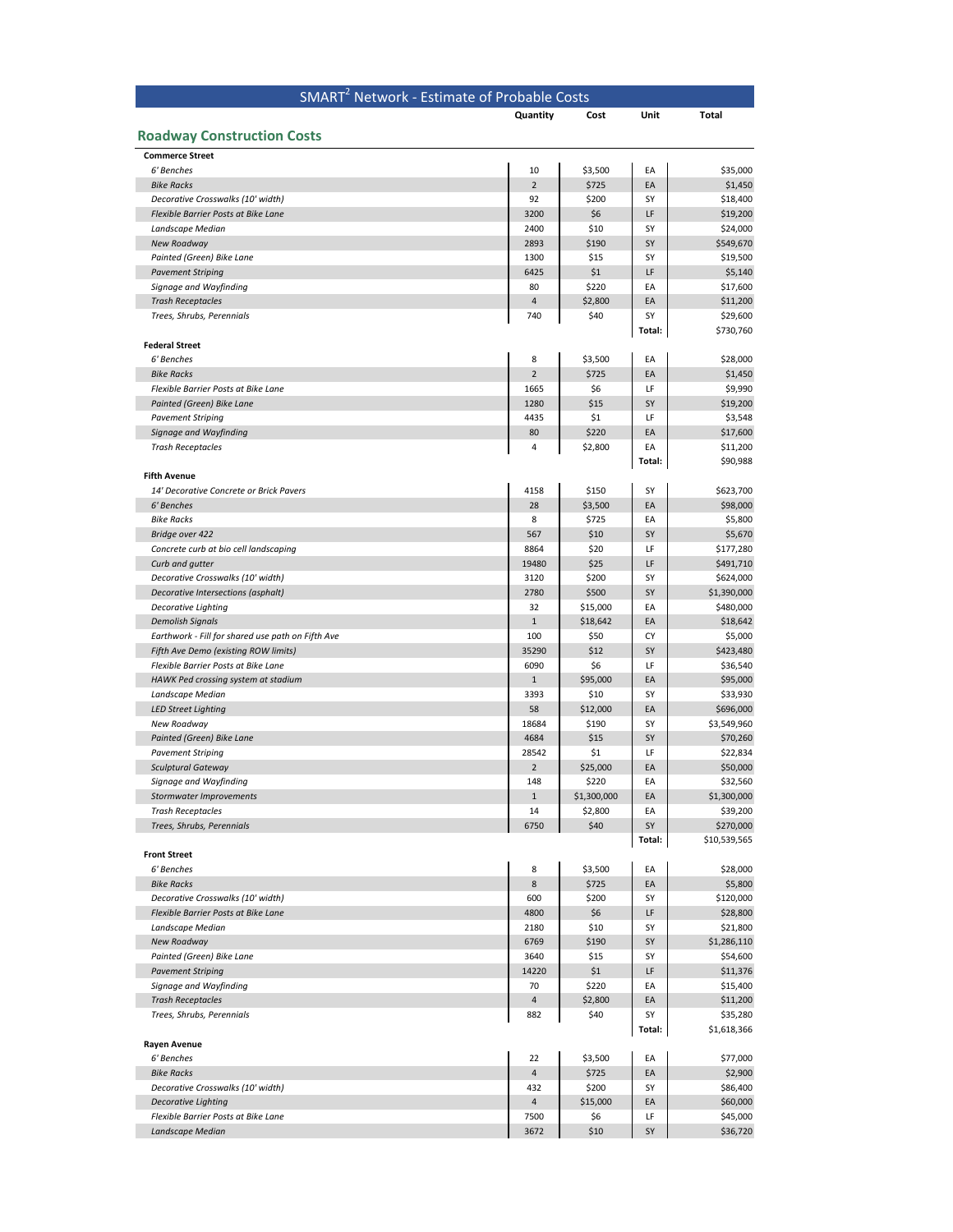# SMART$^2$ Network - Estimate of Probable Costs

## Roadway Construction Costs

| | Quantity | Cost | Unit | Total |
|---|---|---|---|---|
| **Commerce Street** | | | | |
| *6' Benches* | 10 | $3,500 | EA | $35,000 |
| *Bike Racks* | 2 | $725 | EA | $1,450 |
| *Decorative Crosswalks (10' width)* | 92 | $200 | SY | $18,400 |
| *Flexible Barrier Posts at Bike Lane* | 3200 | $6 | LF | $19,200 |
| *Landscape Median* | 2400 | $10 | SY | $24,000 |
| *New Roadway* | 2893 | $190 | SY | $549,670 |
| *Painted (Green) Bike Lane* | 1300 | $15 | SY | $19,500 |
| *Pavement Striping* | 6425 | $1 | LF | $5,140 |
| *Signage and Wayfinding* | 80 | $220 | EA | $17,600 |
| *Trash Receptacles* | 4 | $2,800 | EA | $11,200 |
| *Trees, Shrubs, Perennials* | 740 | $40 | SY | $29,600 |
| | | | **Total:** | $730,760 |
| **Federal Street** | | | | |
| *6' Benches* | 8 | $3,500 | EA | $28,000 |
| *Bike Racks* | 2 | $725 | EA | $1,450 |
| *Flexible Barrier Posts at Bike Lane* | 1665 | $6 | LF | $9,990 |
| *Painted (Green) Bike Lane* | 1280 | $15 | SY | $19,200 |
| *Pavement Striping* | 4435 | $1 | LF | $3,548 |
| *Signage and Wayfinding* | 80 | $220 | EA | $17,600 |
| *Trash Receptacles* | 4 | $2,800 | EA | $11,200 |
| | | | **Total:** | $90,988 |
| **Fifth Avenue** | | | | |
| *14' Decorative Concrete or Brick Pavers* | 4158 | $150 | SY | $623,700 |
| *6' Benches* | 28 | $3,500 | EA | $98,000 |
| *Bike Racks* | 8 | $725 | EA | $5,800 |
| *Bridge over 422* | 567 | $10 | SY | $5,670 |
| *Concrete curb at bio cell landscaping* | 8864 | $20 | LF | $177,280 |
| *Curb and gutter* | 19480 | $25 | LF | $491,710 |
| *Decorative Crosswalks (10' width)* | 3120 | $200 | SY | $624,000 |
| *Decorative Intersections (asphalt)* | 2780 | $500 | SY | $1,390,000 |
| *Decorative Lighting* | 32 | $15,000 | EA | $480,000 |
| *Demolish Signals* | 1 | $18,642 | EA | $18,642 |
| *Earthwork - Fill for shared use path on Fifth Ave* | 100 | $50 | CY | $5,000 |
| *Fifth Ave Demo (existing ROW limits)* | 35290 | $12 | SY | $423,480 |
| *Flexible Barrier Posts at Bike Lane* | 6090 | $6 | LF | $36,540 |
| *HAWK Ped crossing system at stadium* | 1 | $95,000 | EA | $95,000 |
| *Landscape Median* | 3393 | $10 | SY | $33,930 |
| *LED Street Lighting* | 58 | $12,000 | EA | $696,000 |
| *New Roadway* | 18684 | $190 | SY | $3,549,960 |
| *Painted (Green) Bike Lane* | 4684 | $15 | SY | $70,260 |
| *Pavement Striping* | 28542 | $1 | LF | $22,834 |
| *Sculptural Gateway* | 2 | $25,000 | EA | $50,000 |
| *Signage and Wayfinding* | 148 | $220 | EA | $32,560 |
| *Stormwater Improvements* | 1 | $1,300,000 | EA | $1,300,000 |
| *Trash Receptacles* | 14 | $2,800 | EA | $39,200 |
| *Trees, Shrubs, Perennials* | 6750 | $40 | SY | $270,000 |
| | | | **Total:** | $10,539,565 |
| **Front Street** | | | | |
| *6' Benches* | 8 | $3,500 | EA | $28,000 |
| *Bike Racks* | 8 | $725 | EA | $5,800 |
| *Decorative Crosswalks (10' width)* | 600 | $200 | SY | $120,000 |
| *Flexible Barrier Posts at Bike Lane* | 4800 | $6 | LF | $28,800 |
| *Landscape Median* | 2180 | $10 | SY | $21,800 |
| *New Roadway* | 6769 | $190 | SY | $1,286,110 |
| *Painted (Green) Bike Lane* | 3640 | $15 | SY | $54,600 |
| *Pavement Striping* | 14220 | $1 | LF | $11,376 |
| *Signage and Wayfinding* | 70 | $220 | EA | $15,400 |
| *Trash Receptacles* | 4 | $2,800 | EA | $11,200 |
| *Trees, Shrubs, Perennials* | 882 | $40 | SY | $35,280 |
| | | | **Total:** | $1,618,366 |
| **Rayen Avenue** | | | | |
| *6' Benches* | 22 | $3,500 | EA | $77,000 |
| *Bike Racks* | 4 | $725 | EA | $2,900 |
| *Decorative Crosswalks (10' width)* | 432 | $200 | SY | $86,400 |
| *Decorative Lighting* | 4 | $15,000 | EA | $60,000 |
| *Flexible Barrier Posts at Bike Lane* | 7500 | $6 | LF | $45,000 |
| *Landscape Median* | 3672 | $10 | SY | $36,720 |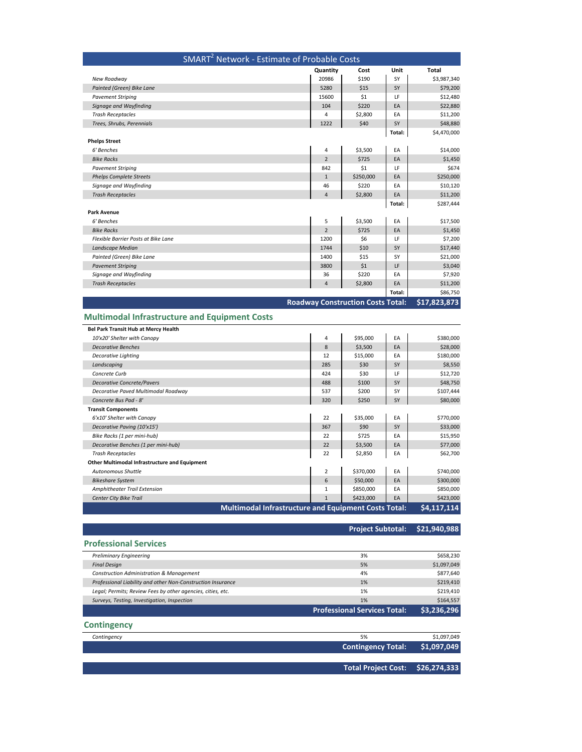# SMART[2] Network - Estimate of Probable Costs

| | Quantity | Cost | Unit | Total |
|---|---|---|---|---|
| *New Roadway* | 20986 | $190 | SY | $3,987,340 |
| *Painted (Green) Bike Lane* | 5280 | $15 | SY | $79,200 |
| *Pavement Striping* | 15600 | $1 | LF | $12,480 |
| *Signage and Wayfinding* | 104 | $220 | EA | $22,880 |
| *Trash Receptacles* | 4 | $2,800 | EA | $11,200 |
| *Trees, Shrubs, Perennials* | 1222 | $40 | SY | $48,880 |
| | | | **Total:** | $4,470,000 |
| **Phelps Street** | | | | |
| *6' Benches* | 4 | $3,500 | EA | $14,000 |
| *Bike Racks* | 2 | $725 | EA | $1,450 |
| *Pavement Striping* | 842 | $1 | LF | $674 |
| *Phelps Complete Streets* | 1 | $250,000 | EA | $250,000 |
| *Signage and Wayfinding* | 46 | $220 | EA | $10,120 |
| *Trash Receptacles* | 4 | $2,800 | EA | $11,200 |
| | | | **Total:** | $287,444 |
| **Park Avenue** | | | | |
| *6' Benches* | 5 | $3,500 | EA | $17,500 |
| *Bike Racks* | 2 | $725 | EA | $1,450 |
| *Flexible Barrier Posts at Bike Lane* | 1200 | $6 | LF | $7,200 |
| *Landscape Median* | 1744 | $10 | SY | $17,440 |
| *Painted (Green) Bike Lane* | 1400 | $15 | SY | $21,000 |
| *Pavement Striping* | 3800 | $1 | LF | $3,040 |
| *Signage and Wayfinding* | 36 | $220 | EA | $7,920 |
| *Trash Receptacles* | 4 | $2,800 | EA | $11,200 |
| | | | **Total:** | $86,750 |
| | | | **Roadway Construction Costs Total:** | **$17,823,873** |

## Multimodal Infrastructure and Equipment Costs

| | Quantity | Cost | Unit | Total |
|---|---|---|---|---|
| **Bel Park Transit Hub at Mercy Health** | | | | |
| *10'x20' Shelter with Canopy* | 4 | $95,000 | EA | $380,000 |
| *Decorative Benches* | 8 | $3,500 | EA | $28,000 |
| *Decorative Lighting* | 12 | $15,000 | EA | $180,000 |
| *Landscaping* | 285 | $30 | SY | $8,550 |
| *Concrete Curb* | 424 | $30 | LF | $12,720 |
| *Decorative Concrete/Pavers* | 488 | $100 | SY | $48,750 |
| *Decorative Paved Multimodal Roadway* | 537 | $200 | SY | $107,444 |
| *Concrete Bus Pad - 8'* | 320 | $250 | SY | $80,000 |
| **Transit Components** | | | | |
| *6'x10' Shelter with Canopy* | 22 | $35,000 | EA | $770,000 |
| *Decorative Paving (10'x15')* | 367 | $90 | SY | $33,000 |
| *Bike Racks (1 per mini-hub)* | 22 | $725 | EA | $15,950 |
| *Decorative Benches (1 per mini-hub)* | 22 | $3,500 | EA | $77,000 |
| *Trash Receptacles* | 22 | $2,850 | EA | $62,700 |
| **Other Multimodal Infrastructure and Equipment** | | | | |
| *Autonomous Shuttle* | 2 | $370,000 | EA | $740,000 |
| *Bikeshare System* | 6 | $50,000 | EA | $300,000 |
| *Amphitheater Trail Extension* | 1 | $850,000 | EA | $850,000 |
| *Center City Bike Trail* | 1 | $423,000 | EA | $423,000 |
| | | | **Multimodal Infrastructure and Equipment Costs Total:** | **$4,117,114** |

**Project Subtotal: $21,940,988**

## Professional Services

| | | |
|---|---|---|
| *Preliminary Engineering* | 3% | $658,230 |
| *Final Design* | 5% | $1,097,049 |
| *Construction Administration & Management* | 4% | $877,640 |
| *Professional Liability and other Non-Construction Insurance* | 1% | $219,410 |
| *Legal; Permits; Review Fees by other agencies, cities, etc.* | 1% | $219,410 |
| *Surveys, Testing, Investigation, Inspection* | 1% | $164,557 |
| | **Professional Services Total:** | **$3,236,296** |

## Contingency

| | | |
|---|---|---|
| *Contingency* | 5% | $1,097,049 |
| | **Contingency Total:** | **$1,097,049** |

**Total Project Cost: $26,274,333**